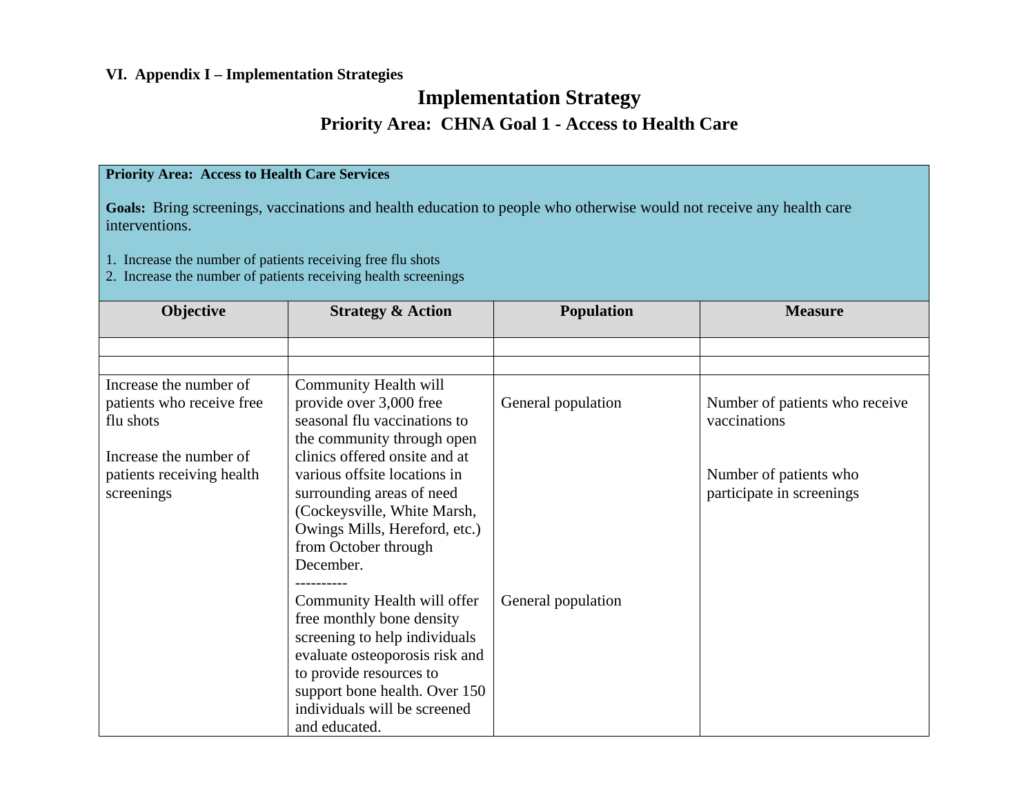**VI. Appendix I – Implementation Strategies**

# Implementation Strategy

## Priority Area: CHNA Goal 1 - Access to Health Care

**Priority Area: Access to Health Care Services**

**Goals:** Bring screenings, vaccinations and health education to people who otherwise would not receive any health care interventions.

1. Increase the number of patients receiving free flu shots
2. Increase the number of patients receiving health screenings

| Objective | Strategy & Action | Population | Measure |
|---|---|---|---|
| | | | |
| | | | |
| Increase the number of patients who receive free flu shots<br><br>Increase the number of patients receiving health screenings | Community Health will provide over 3,000 free seasonal flu vaccinations to the community through open clinics offered onsite and at various offsite locations in surrounding areas of need (Cockeysville, White Marsh, Owings Mills, Hereford, etc.) from October through December.<br>----------<br>Community Health will offer free monthly bone density screening to help individuals evaluate osteoporosis risk and to provide resources to support bone health. Over 150 individuals will be screened and educated. | General population<br><br>General population | Number of patients who receive vaccinations<br><br>Number of patients who participate in screenings |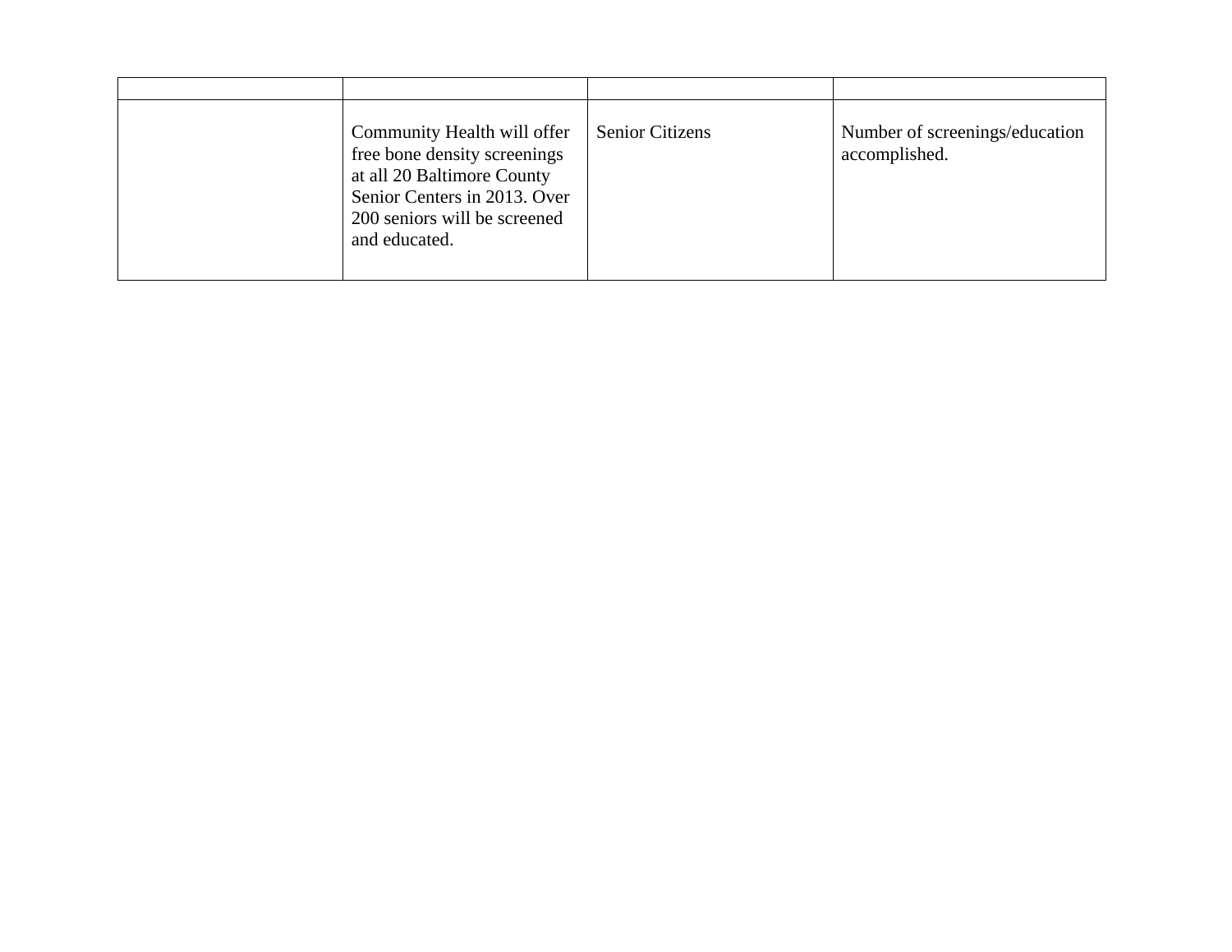| | | | |
|---|---|---|---|
| | Community Health will offer free bone density screenings at all 20 Baltimore County Senior Centers in 2013. Over 200 seniors will be screened and educated. | Senior Citizens | Number of screenings/education accomplished. |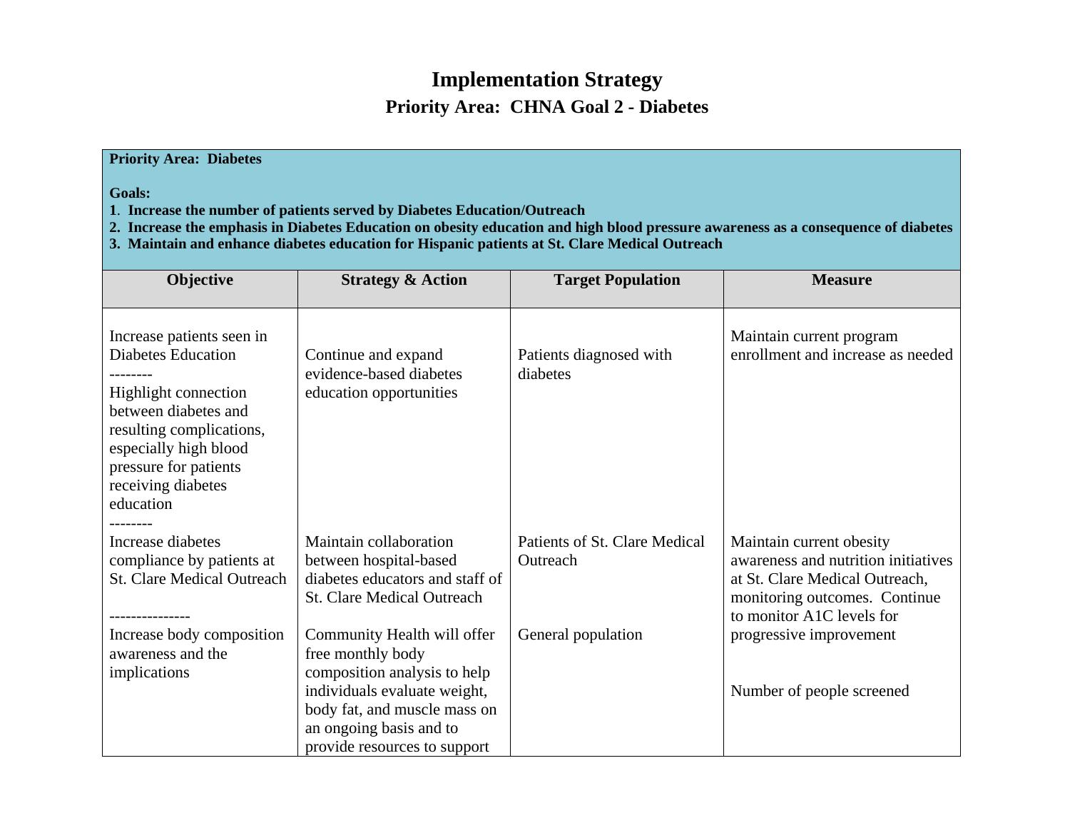# Implementation Strategy

## Priority Area: CHNA Goal 2 - Diabetes

**Priority Area: Diabetes**

**Goals:**

1. **Increase the number of patients served by Diabetes Education/Outreach**
2. **Increase the emphasis in Diabetes Education on obesity education and high blood pressure awareness as a consequence of diabetes**
3. **Maintain and enhance diabetes education for Hispanic patients at St. Clare Medical Outreach**

| Objective | Strategy & Action | Target Population | Measure |
|---|---|---|---|
| Increase patients seen in Diabetes Education<br>--------<br>Highlight connection between diabetes and resulting complications, especially high blood pressure for patients receiving diabetes education | Continue and expand evidence-based diabetes education opportunities | Patients diagnosed with diabetes | Maintain current program enrollment and increase as needed |
| --------<br>Increase diabetes compliance by patients at St. Clare Medical Outreach | Maintain collaboration between hospital-based diabetes educators and staff of St. Clare Medical Outreach | Patients of St. Clare Medical Outreach | Maintain current obesity awareness and nutrition initiatives at St. Clare Medical Outreach, monitoring outcomes. Continue to monitor A1C levels for progressive improvement |
| ---------------<br>Increase body composition awareness and the implications | Community Health will offer free monthly body composition analysis to help individuals evaluate weight, body fat, and muscle mass on an ongoing basis and to provide resources to support | General population | Number of people screened |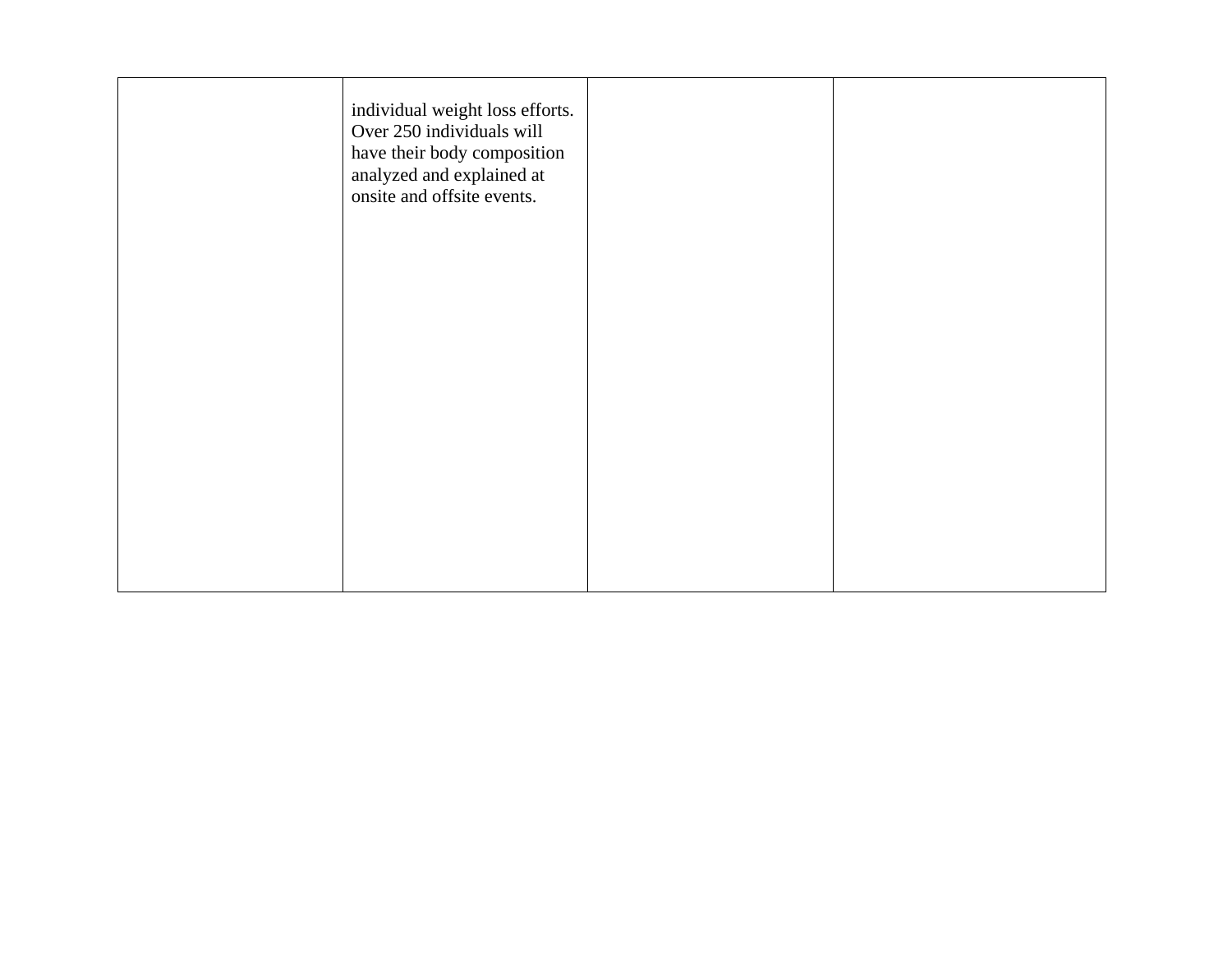| | | | |
|---|---|---|---|
| | individual weight loss efforts. Over 250 individuals will have their body composition analyzed and explained at onsite and offsite events. | | |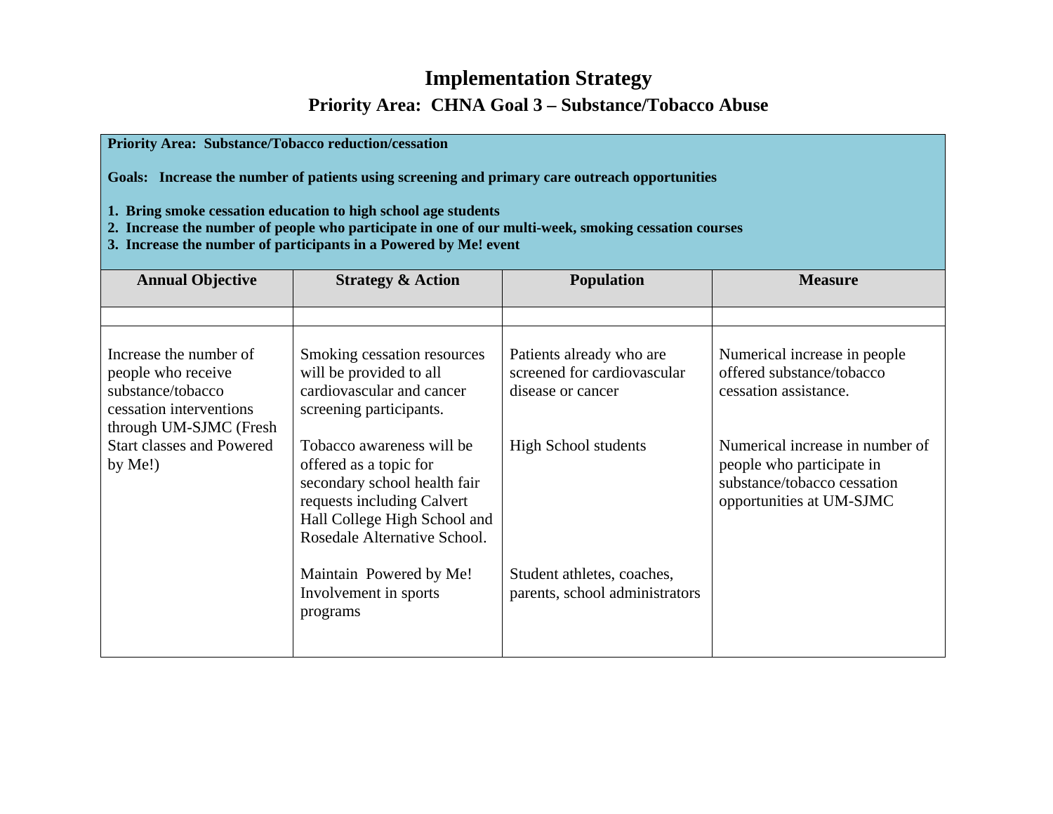# Implementation Strategy

## Priority Area: CHNA Goal 3 – Substance/Tobacco Abuse

**Priority Area: Substance/Tobacco reduction/cessation**

**Goals: Increase the number of patients using screening and primary care outreach opportunities**

1. **Bring smoke cessation education to high school age students**
2. **Increase the number of people who participate in one of our multi-week, smoking cessation courses**
3. **Increase the number of participants in a Powered by Me! event**

| Annual Objective | Strategy & Action | Population | Measure |
|---|---|---|---|
| | | | |
| Increase the number of people who receive substance/tobacco cessation interventions through UM-SJMC (Fresh Start classes and Powered by Me!) | Smoking cessation resources will be provided to all cardiovascular and cancer screening participants. | Patients already who are screened for cardiovascular disease or cancer | Numerical increase in people offered substance/tobacco cessation assistance. |
| | Tobacco awareness will be offered as a topic for secondary school health fair requests including Calvert Hall College High School and Rosedale Alternative School. | High School students | Numerical increase in number of people who participate in substance/tobacco cessation opportunities at UM-SJMC |
| | Maintain Powered by Me! Involvement in sports programs | Student athletes, coaches, parents, school administrators | |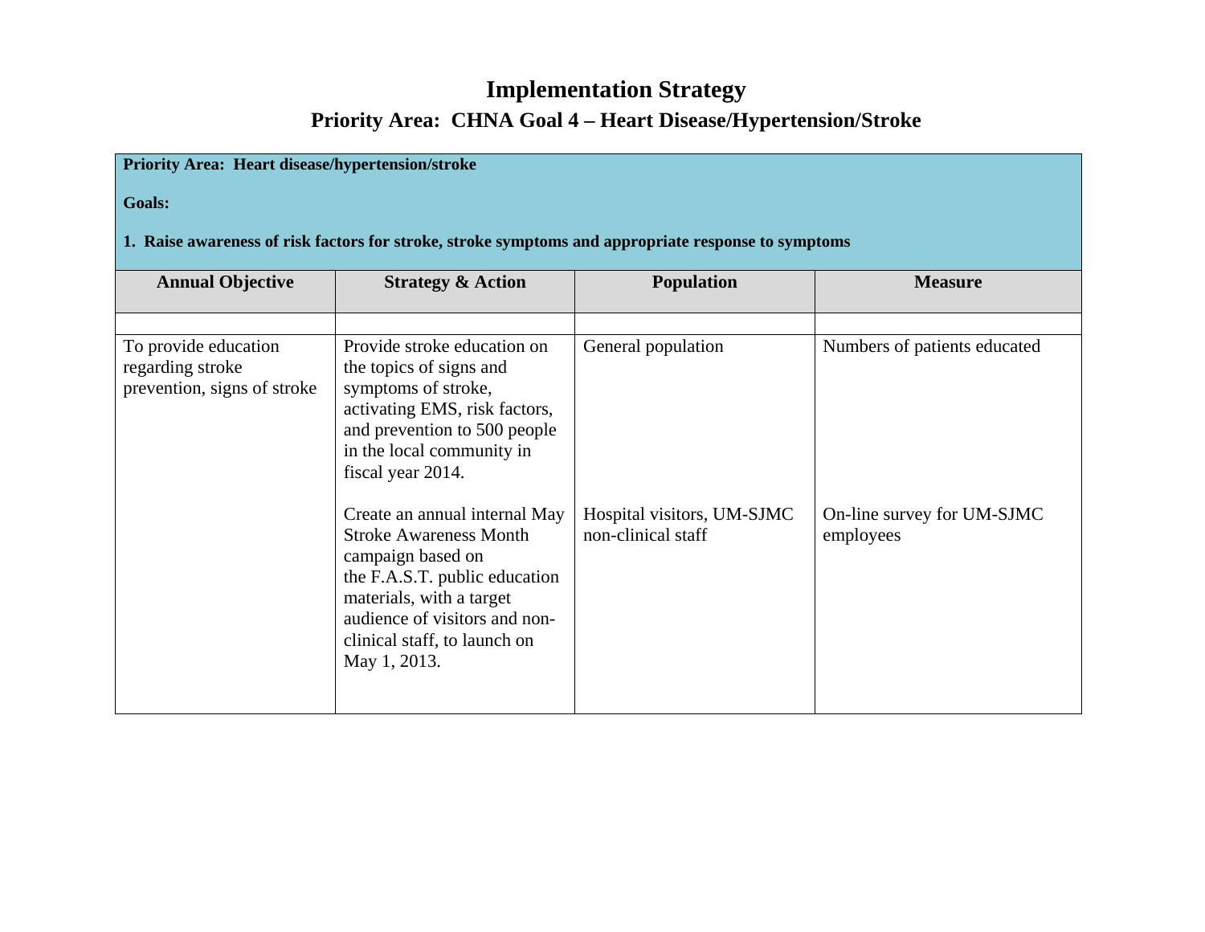# Implementation Strategy

## Priority Area: CHNA Goal 4 – Heart Disease/Hypertension/Stroke

**Priority Area: Heart disease/hypertension/stroke**

**Goals:**

**1. Raise awareness of risk factors for stroke, stroke symptoms and appropriate response to symptoms**

| Annual Objective | Strategy & Action | Population | Measure |
|---|---|---|---|
| | | | |
| To provide education regarding stroke prevention, signs of stroke | Provide stroke education on the topics of signs and symptoms of stroke, activating EMS, risk factors, and prevention to 500 people in the local community in fiscal year 2014. | General population | Numbers of patients educated |
| | Create an annual internal May Stroke Awareness Month campaign based on the F.A.S.T. public education materials, with a target audience of visitors and non-clinical staff, to launch on May 1, 2013. | Hospital visitors, UM-SJMC non-clinical staff | On-line survey for UM-SJMC employees |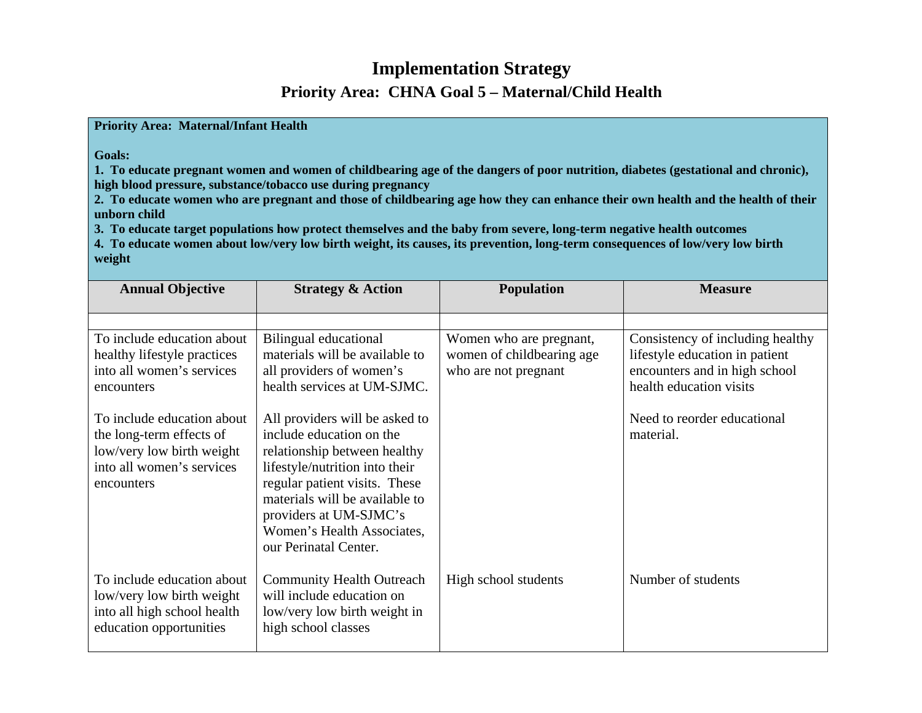# Implementation Strategy

## Priority Area: CHNA Goal 5 – Material/Child Health

**Priority Area: Maternal/Infant Health**

**Goals:**

**1. To educate pregnant women and women of childbearing age of the dangers of poor nutrition, diabetes (gestational and chronic), high blood pressure, substance/tobacco use during pregnancy**

**2. To educate women who are pregnant and those of childbearing age how they can enhance their own health and the health of their unborn child**

**3. To educate target populations how protect themselves and the baby from severe, long-term negative health outcomes**

**4. To educate women about low/very low birth weight, its causes, its prevention, long-term consequences of low/very low birth weight**

| Annual Objective | Strategy & Action | Population | Measure |
|---|---|---|---|
| | | | |
| To include education about healthy lifestyle practices into all women's services encounters<br><br>To include education about the long-term effects of low/very low birth weight into all women's services encounters | Bilingual educational materials will be available to all providers of women's health services at UM-SJMC.<br><br>All providers will be asked to include education on the relationship between healthy lifestyle/nutrition into their regular patient visits. These materials will be available to providers at UM-SJMC's Women's Health Associates, our Perinatal Center. | Women who are pregnant, women of childbearing age who are not pregnant | Consistency of including healthy lifestyle education in patient encounters and in high school health education visits<br><br>Need to reorder educational material. |
| To include education about low/very low birth weight into all high school health education opportunities | Community Health Outreach will include education on low/very low birth weight in high school classes | High school students | Number of students |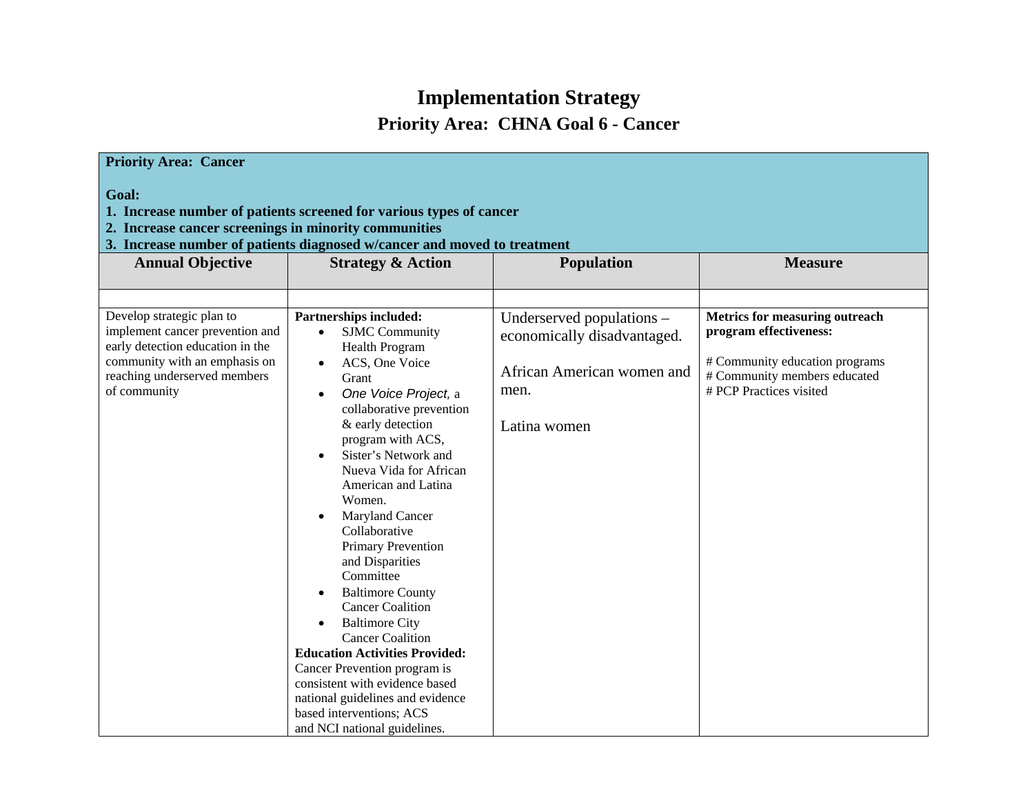# Implementation Strategy

## Priority Area: CHNA Goal 6 - Cancer

**Priority Area: Cancer**

**Goal:**

1. **Increase number of patients screened for various types of cancer**
2. **Increase cancer screenings in minority communities**
3. **Increase number of patients diagnosed w/cancer and moved to treatment**

| Annual Objective | Strategy & Action | Population | Measure |
|---|---|---|---|
| | | | |
| Develop strategic plan to implement cancer prevention and early detection education in the community with an emphasis on reaching underserved members of community | **Partnerships included:**<br>• SJMC Community Health Program<br>• ACS, One Voice Grant<br>• *One Voice Project,* a collaborative prevention & early detection program with ACS,<br>• Sister's Network and Nueva Vida for African American and Latina Women.<br>• Maryland Cancer Collaborative Primary Prevention and Disparities Committee<br>• Baltimore County Cancer Coalition<br>• Baltimore City Cancer Coalition<br>**Education Activities Provided:**<br>Cancer Prevention program is consistent with evidence based national guidelines and evidence based interventions; ACS and NCI national guidelines. | Underserved populations – economically disadvantaged.<br><br>African American women and men.<br><br>Latina women | **Metrics for measuring outreach program effectiveness:**<br><br># Community education programs<br># Community members educated<br># PCP Practices visited |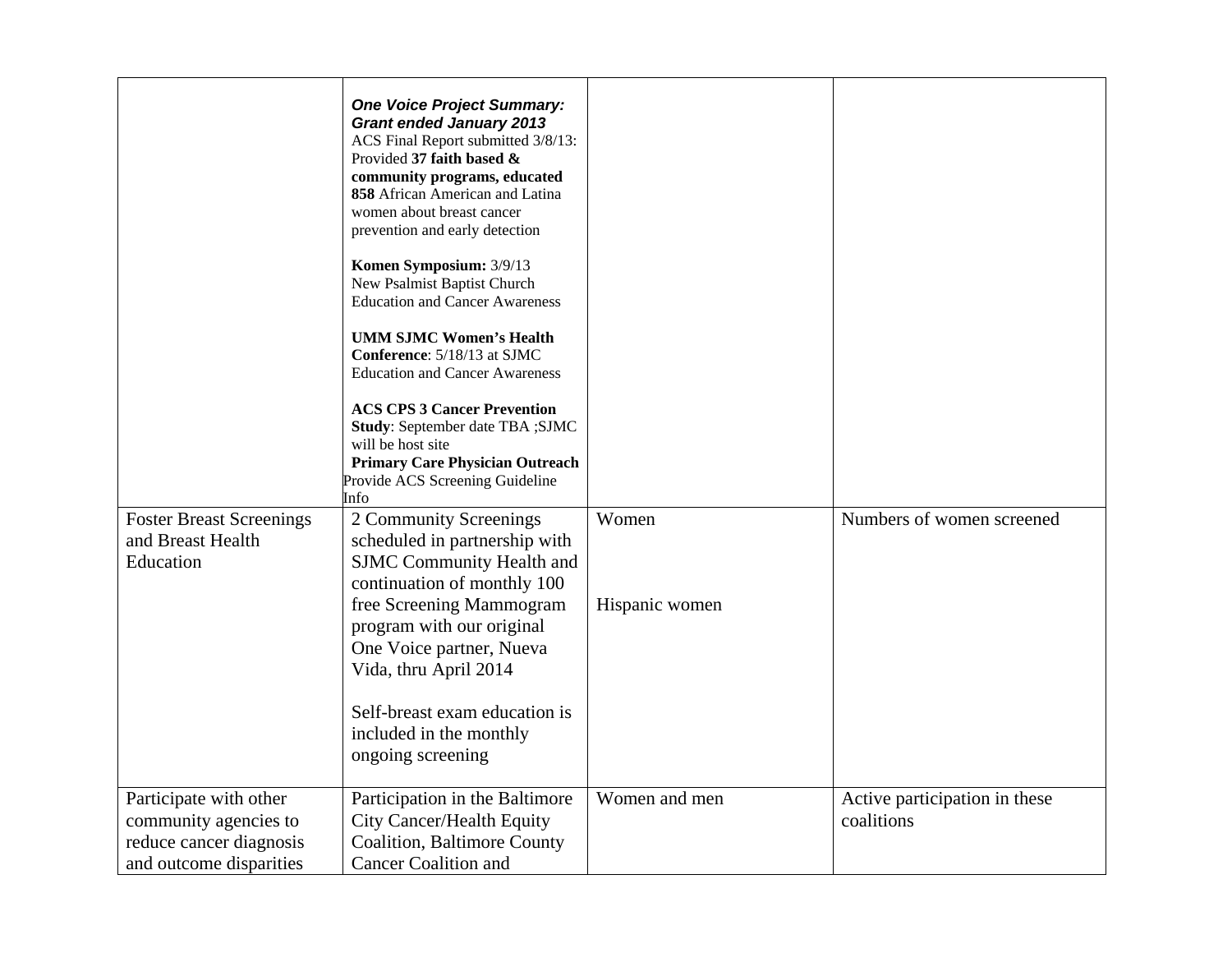|  |  |  |  |
|---|---|---|---|
|  | ***One Voice Project Summary: Grant ended January 2013*** ACS Final Report submitted 3/8/13: Provided **37 faith based & community programs, educated 858** African American and Latina women about breast cancer prevention and early detection<br><br>**Komen Symposium:** 3/9/13 New Psalmist Baptist Church Education and Cancer Awareness<br><br>**UMM SJMC Women's Health Conference**: 5/18/13 at SJMC Education and Cancer Awareness<br><br>**ACS CPS 3 Cancer Prevention Study**: September date TBA ;SJMC will be host site<br>**Primary Care Physician Outreach** Provide ACS Screening Guideline Info |  |  |
| Foster Breast Screenings and Breast Health Education | 2 Community Screenings scheduled in partnership with SJMC Community Health and continuation of monthly 100 free Screening Mammogram program with our original One Voice partner, Nueva Vida, thru April 2014<br><br>Self-breast exam education is included in the monthly ongoing screening | Women<br><br>Hispanic women | Numbers of women screened |
| Participate with other community agencies to reduce cancer diagnosis and outcome disparities | Participation in the Baltimore City Cancer/Health Equity Coalition, Baltimore County Cancer Coalition and | Women and men | Active participation in these coalitions |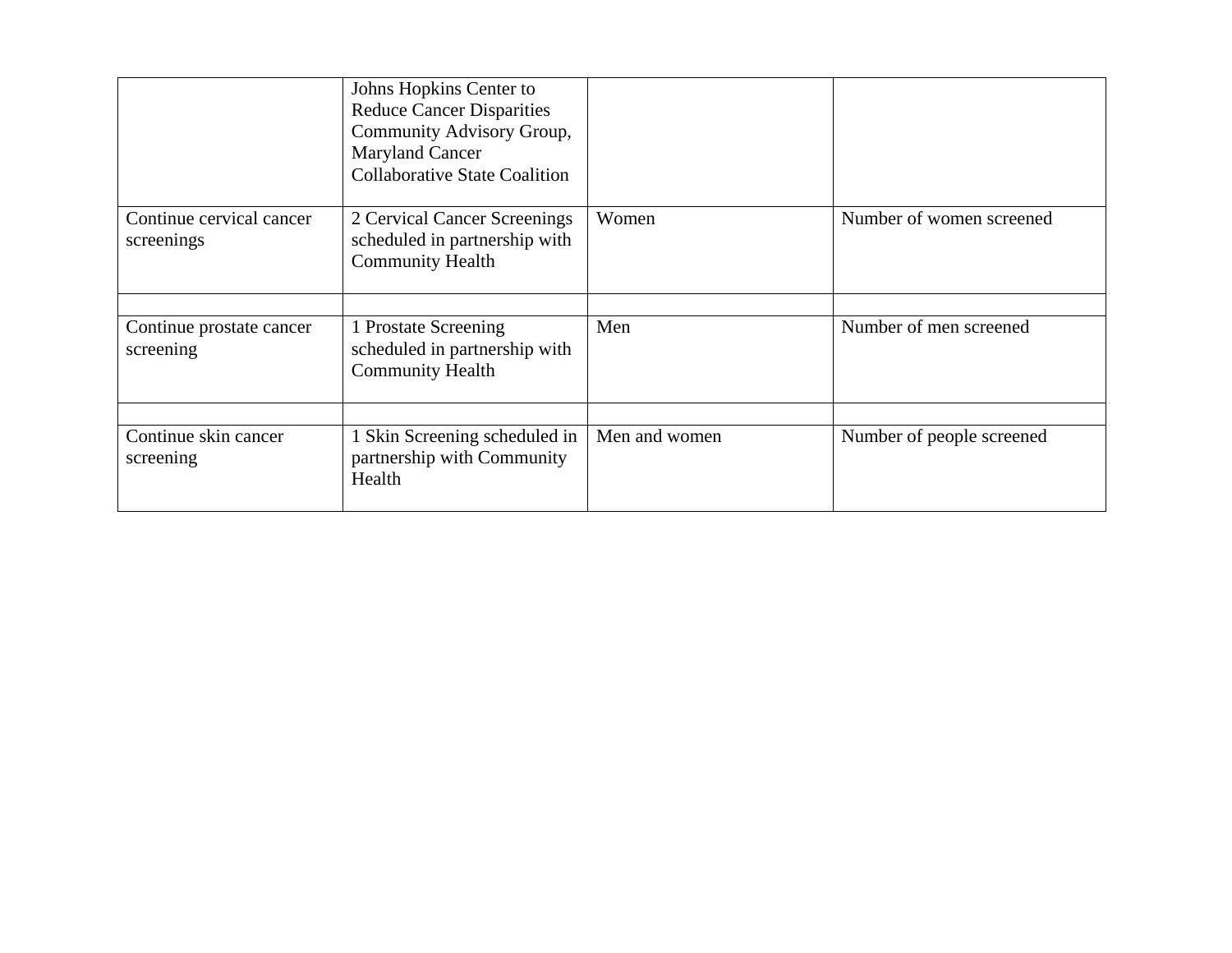| | | | |
|---|---|---|---|
| | Johns Hopkins Center to Reduce Cancer Disparities Community Advisory Group, Maryland Cancer Collaborative State Coalition | | |
| Continue cervical cancer screenings | 2 Cervical Cancer Screenings scheduled in partnership with Community Health | Women | Number of women screened |
| | | | |
| Continue prostate cancer screening | 1 Prostate Screening scheduled in partnership with Community Health | Men | Number of men screened |
| | | | |
| Continue skin cancer screening | 1 Skin Screening scheduled in partnership with Community Health | Men and women | Number of people screened |